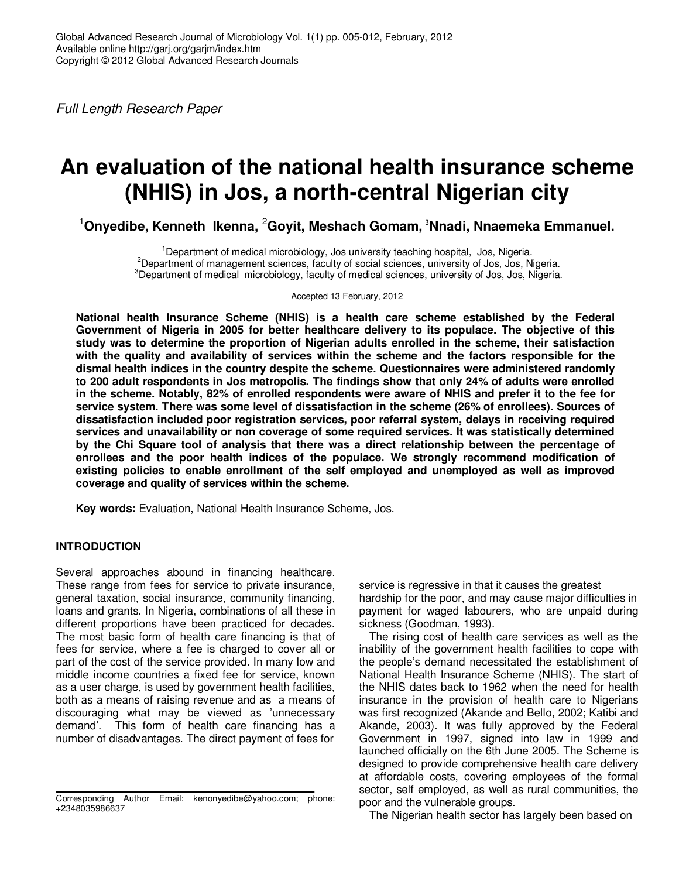Full Length Research Paper

# An evaluation of the national health insurance scheme (NHIS) in Jos, a north-central Nigerian city

**[1]Onyedibe, Kenneth Ikenna, [2]Goyit, Meshach Gomam, [3]Nnadi, Nnaemeka Emmanuel.**

[1]Department of medical microbiology, Jos university teaching hospital, Jos, Nigeria.
[2]Department of management sciences, faculty of social sciences, university of Jos, Jos, Nigeria.
[3]Department of medical microbiology, faculty of medical sciences, university of Jos, Jos, Nigeria.

Accepted 13 February, 2012

**National health Insurance Scheme (NHIS) is a health care scheme established by the Federal Government of Nigeria in 2005 for better healthcare delivery to its populace. The objective of this study was to determine the proportion of Nigerian adults enrolled in the scheme, their satisfaction with the quality and availability of services within the scheme and the factors responsible for the dismal health indices in the country despite the scheme. Questionnaires were administered randomly to 200 adult respondents in Jos metropolis. The findings show that only 24% of adults were enrolled in the scheme. Notably, 82% of enrolled respondents were aware of NHIS and prefer it to the fee for service system. There was some level of dissatisfaction in the scheme (26% of enrollees). Sources of dissatisfaction included poor registration services, poor referral system, delays in receiving required services and unavailability or non coverage of some required services. It was statistically determined by the Chi Square tool of analysis that there was a direct relationship between the percentage of enrollees and the poor health indices of the populace. We strongly recommend modification of existing policies to enable enrollment of the self employed and unemployed as well as improved coverage and quality of services within the scheme.**

**Key words:** Evaluation, National Health Insurance Scheme, Jos.

## INTRODUCTION

Several approaches abound in financing healthcare. These range from fees for service to private insurance, general taxation, social insurance, community financing, loans and grants. In Nigeria, combinations of all these in different proportions have been practiced for decades. The most basic form of health care financing is that of fees for service, where a fee is charged to cover all or part of the cost of the service provided. In many low and middle income countries a fixed fee for service, known as a user charge, is used by government health facilities, both as a means of raising revenue and as a means of discouraging what may be viewed as 'unnecessary demand'. This form of health care financing has a number of disadvantages. The direct payment of fees for service is regressive in that it causes the greatest hardship for the poor, and may cause major difficulties in payment for waged labourers, who are unpaid during sickness (Goodman, 1993).

The rising cost of health care services as well as the inability of the government health facilities to cope with the people's demand necessitated the establishment of National Health Insurance Scheme (NHIS). The start of the NHIS dates back to 1962 when the need for health insurance in the provision of health care to Nigerians was first recognized (Akande and Bello, 2002; Katibi and Akande, 2003). It was fully approved by the Federal Government in 1997, signed into law in 1999 and launched officially on the 6th June 2005. The Scheme is designed to provide comprehensive health care delivery at affordable costs, covering employees of the formal sector, self employed, as well as rural communities, the poor and the vulnerable groups.

The Nigerian health sector has largely been based on

Corresponding Author Email: kenonyedibe@yahoo.com; phone: +2348035986637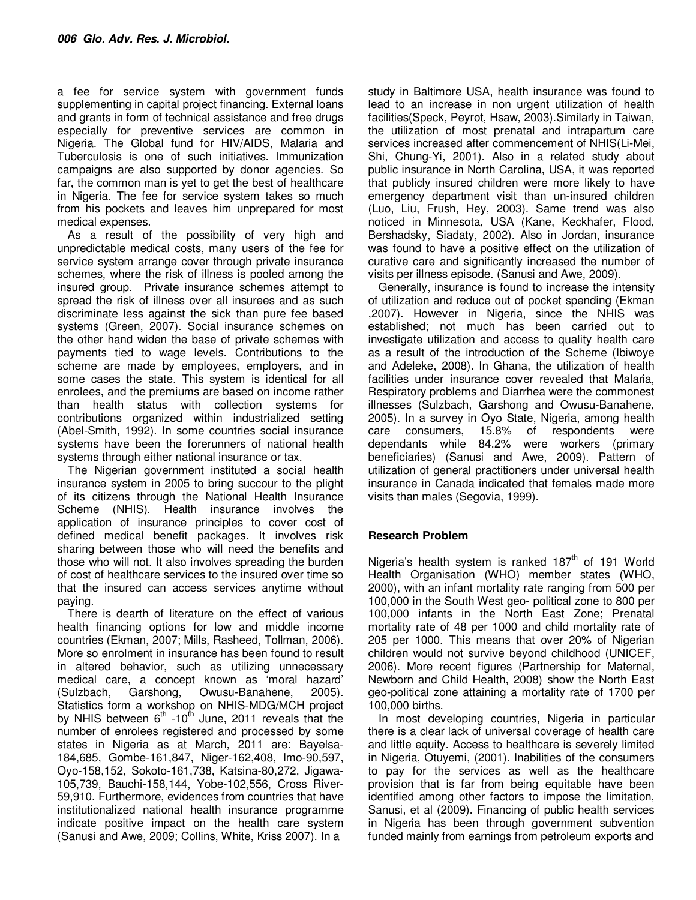a fee for service system with government funds supplementing in capital project financing. External loans and grants in form of technical assistance and free drugs especially for preventive services are common in Nigeria. The Global fund for HIV/AIDS, Malaria and Tuberculosis is one of such initiatives. Immunization campaigns are also supported by donor agencies. So far, the common man is yet to get the best of healthcare in Nigeria. The fee for service system takes so much from his pockets and leaves him unprepared for most medical expenses.

As a result of the possibility of very high and unpredictable medical costs, many users of the fee for service system arrange cover through private insurance schemes, where the risk of illness is pooled among the insured group. Private insurance schemes attempt to spread the risk of illness over all insurees and as such discriminate less against the sick than pure fee based systems (Green, 2007). Social insurance schemes on the other hand widen the base of private schemes with payments tied to wage levels. Contributions to the scheme are made by employees, employers, and in some cases the state. This system is identical for all enrolees, and the premiums are based on income rather than health status with collection systems for contributions organized within industrialized setting (Abel-Smith, 1992). In some countries social insurance systems have been the forerunners of national health systems through either national insurance or tax.

The Nigerian government instituted a social health insurance system in 2005 to bring succour to the plight of its citizens through the National Health Insurance Scheme (NHIS). Health insurance involves the application of insurance principles to cover cost of defined medical benefit packages. It involves risk sharing between those who will need the benefits and those who will not. It also involves spreading the burden of cost of healthcare services to the insured over time so that the insured can access services anytime without paying.

There is dearth of literature on the effect of various health financing options for low and middle income countries (Ekman, 2007; Mills, Rasheed, Tollman, 2006). More so enrolment in insurance has been found to result in altered behavior, such as utilizing unnecessary medical care, a concept known as 'moral hazard' (Sulzbach, Garshong, Owusu-Banahene, 2005). Statistics form a workshop on NHIS-MDG/MCH project by NHIS between 6th -10th June, 2011 reveals that the number of enrolees registered and processed by some states in Nigeria as at March, 2011 are: Bayelsa-184,685, Gombe-161,847, Niger-162,408, Imo-90,597, Oyo-158,152, Sokoto-161,738, Katsina-80,272, Jigawa-105,739, Bauchi-158,144, Yobe-102,556, Cross River-59,910. Furthermore, evidences from countries that have institutionalized national health insurance programme indicate positive impact on the health care system (Sanusi and Awe, 2009; Collins, White, Kriss 2007). In a study in Baltimore USA, health insurance was found to lead to an increase in non urgent utilization of health facilities(Speck, Peyrot, Hsaw, 2003).Similarly in Taiwan, the utilization of most prenatal and intrapartum care services increased after commencement of NHIS(Li-Mei, Shi, Chung-Yi, 2001). Also in a related study about public insurance in North Carolina, USA, it was reported that publicly insured children were more likely to have emergency department visit than un-insured children (Luo, Liu, Frush, Hey, 2003). Same trend was also noticed in Minnesota, USA (Kane, Keckhafer, Flood, Bershadsky, Siadaty, 2002). Also in Jordan, insurance was found to have a positive effect on the utilization of curative care and significantly increased the number of visits per illness episode. (Sanusi and Awe, 2009).

Generally, insurance is found to increase the intensity of utilization and reduce out of pocket spending (Ekman ,2007). However in Nigeria, since the NHIS was established; not much has been carried out to investigate utilization and access to quality health care as a result of the introduction of the Scheme (Ibiwoye and Adeleke, 2008). In Ghana, the utilization of health facilities under insurance cover revealed that Malaria, Respiratory problems and Diarrhea were the commonest illnesses (Sulzbach, Garshong and Owusu-Banahene, 2005). In a survey in Oyo State, Nigeria, among health care consumers, 15.8% of respondents were dependants while 84.2% were workers (primary beneficiaries) (Sanusi and Awe, 2009). Pattern of utilization of general practitioners under universal health insurance in Canada indicated that females made more visits than males (Segovia, 1999).

### Research Problem

Nigeria's health system is ranked 187th of 191 World Health Organisation (WHO) member states (WHO, 2000), with an infant mortality rate ranging from 500 per 100,000 in the South West geo- political zone to 800 per 100,000 infants in the North East Zone; Prenatal mortality rate of 48 per 1000 and child mortality rate of 205 per 1000. This means that over 20% of Nigerian children would not survive beyond childhood (UNICEF, 2006). More recent figures (Partnership for Maternal, Newborn and Child Health, 2008) show the North East geo-political zone attaining a mortality rate of 1700 per 100,000 births.

In most developing countries, Nigeria in particular there is a clear lack of universal coverage of health care and little equity. Access to healthcare is severely limited in Nigeria, Otuyemi, (2001). Inabilities of the consumers to pay for the services as well as the healthcare provision that is far from being equitable have been identified among other factors to impose the limitation, Sanusi, et al (2009). Financing of public health services in Nigeria has been through government subvention funded mainly from earnings from petroleum exports and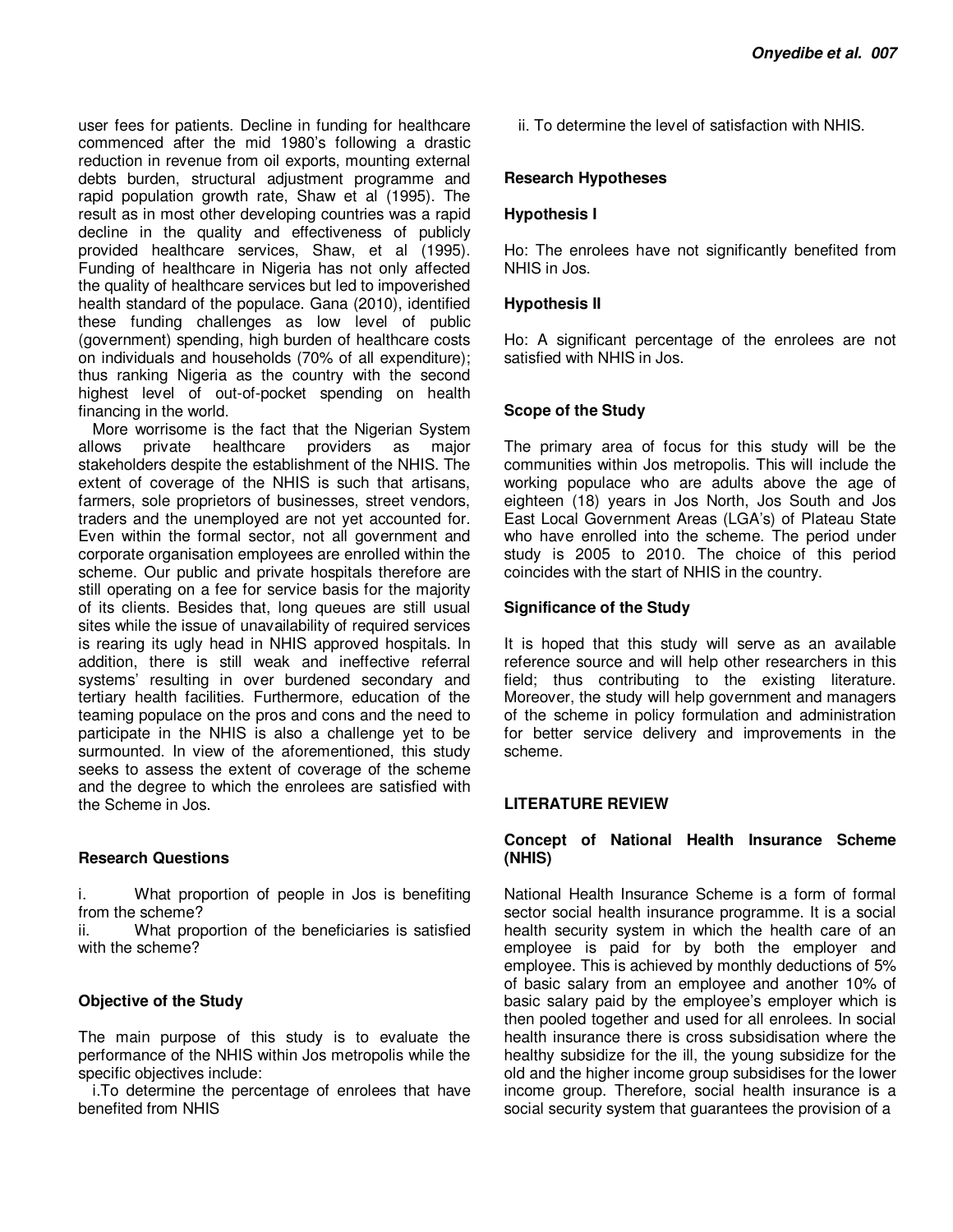user fees for patients. Decline in funding for healthcare commenced after the mid 1980's following a drastic reduction in revenue from oil exports, mounting external debts burden, structural adjustment programme and rapid population growth rate, Shaw et al (1995). The result as in most other developing countries was a rapid decline in the quality and effectiveness of publicly provided healthcare services, Shaw, et al (1995). Funding of healthcare in Nigeria has not only affected the quality of healthcare services but led to impoverished health standard of the populace. Gana (2010), identified these funding challenges as low level of public (government) spending, high burden of healthcare costs on individuals and households (70% of all expenditure); thus ranking Nigeria as the country with the second highest level of out-of-pocket spending on health financing in the world.

More worrisome is the fact that the Nigerian System allows private healthcare providers as major stakeholders despite the establishment of the NHIS. The extent of coverage of the NHIS is such that artisans, farmers, sole proprietors of businesses, street vendors, traders and the unemployed are not yet accounted for. Even within the formal sector, not all government and corporate organisation employees are enrolled within the scheme. Our public and private hospitals therefore are still operating on a fee for service basis for the majority of its clients. Besides that, long queues are still usual sites while the issue of unavailability of required services is rearing its ugly head in NHIS approved hospitals. In addition, there is still weak and ineffective referral systems' resulting in over burdened secondary and tertiary health facilities. Furthermore, education of the teaming populace on the pros and cons and the need to participate in the NHIS is also a challenge yet to be surmounted. In view of the aforementioned, this study seeks to assess the extent of coverage of the scheme and the degree to which the enrolees are satisfied with the Scheme in Jos.

## Research Questions

i. What proportion of people in Jos is benefiting from the scheme?
ii. What proportion of the beneficiaries is satisfied with the scheme?

## Objective of the Study

The main purpose of this study is to evaluate the performance of the NHIS within Jos metropolis while the specific objectives include:

i. To determine the percentage of enrolees that have benefited from NHIS

ii. To determine the level of satisfaction with NHIS.

## Research Hypotheses

### Hypothesis I

Ho: The enrolees have not significantly benefited from NHIS in Jos.

### Hypothesis II

Ho: A significant percentage of the enrolees are not satisfied with NHIS in Jos.

## Scope of the Study

The primary area of focus for this study will be the communities within Jos metropolis. This will include the working populace who are adults above the age of eighteen (18) years in Jos North, Jos South and Jos East Local Government Areas (LGA's) of Plateau State who have enrolled into the scheme. The period under study is 2005 to 2010. The choice of this period coincides with the start of NHIS in the country.

## Significance of the Study

It is hoped that this study will serve as an available reference source and will help other researchers in this field; thus contributing to the existing literature. Moreover, the study will help government and managers of the scheme in policy formulation and administration for better service delivery and improvements in the scheme.

## LITERATURE REVIEW

### Concept of National Health Insurance Scheme (NHIS)

National Health Insurance Scheme is a form of formal sector social health insurance programme. It is a social health security system in which the health care of an employee is paid for by both the employer and employee. This is achieved by monthly deductions of 5% of basic salary from an employee and another 10% of basic salary paid by the employee's employer which is then pooled together and used for all enrolees. In social health insurance there is cross subsidisation where the healthy subsidize for the ill, the young subsidize for the old and the higher income group subsidises for the lower income group. Therefore, social health insurance is a social security system that guarantees the provision of a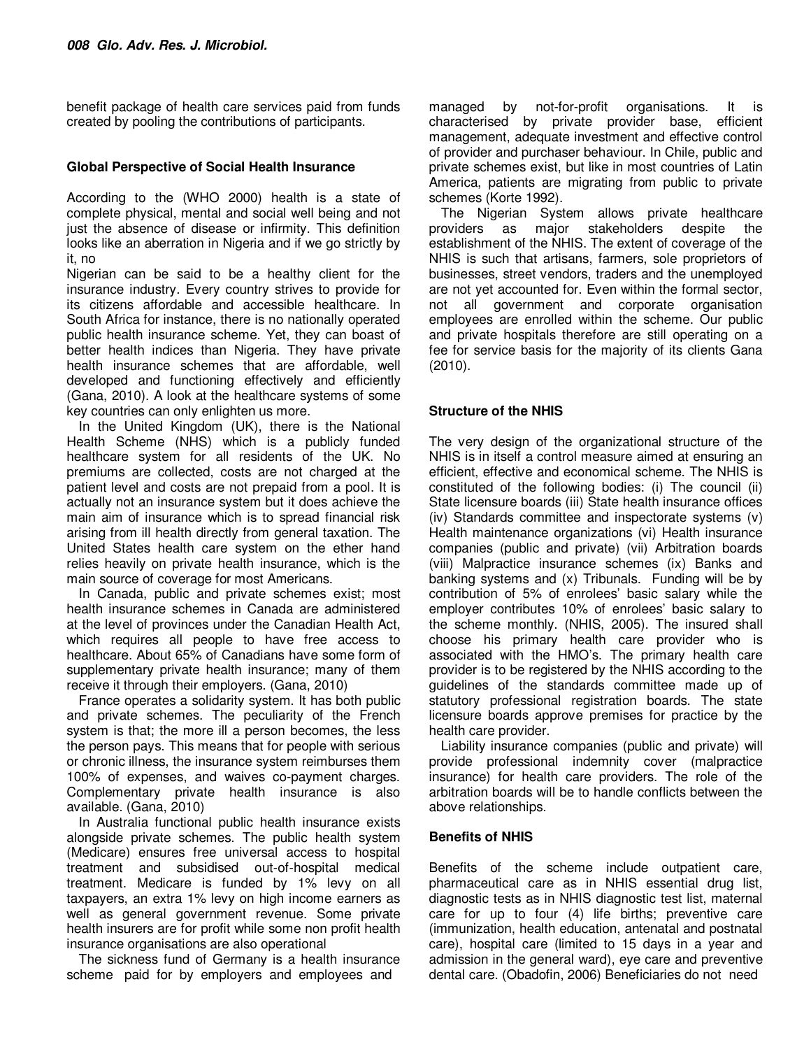benefit package of health care services paid from funds created by pooling the contributions of participants.

## Global Perspective of Social Health Insurance

According to the (WHO 2000) health is a state of complete physical, mental and social well being and not just the absence of disease or infirmity. This definition looks like an aberration in Nigeria and if we go strictly by it, no Nigerian can be said to be a healthy client for the insurance industry. Every country strives to provide for its citizens affordable and accessible healthcare. In South Africa for instance, there is no nationally operated public health insurance scheme. Yet, they can boast of better health indices than Nigeria. They have private health insurance schemes that are affordable, well developed and functioning effectively and efficiently (Gana, 2010). A look at the healthcare systems of some key countries can only enlighten us more.

In the United Kingdom (UK), there is the National Health Scheme (NHS) which is a publicly funded healthcare system for all residents of the UK. No premiums are collected, costs are not charged at the patient level and costs are not prepaid from a pool. It is actually not an insurance system but it does achieve the main aim of insurance which is to spread financial risk arising from ill health directly from general taxation. The United States health care system on the ether hand relies heavily on private health insurance, which is the main source of coverage for most Americans.

In Canada, public and private schemes exist; most health insurance schemes in Canada are administered at the level of provinces under the Canadian Health Act, which requires all people to have free access to healthcare. About 65% of Canadians have some form of supplementary private health insurance; many of them receive it through their employers. (Gana, 2010)

France operates a solidarity system. It has both public and private schemes. The peculiarity of the French system is that; the more ill a person becomes, the less the person pays. This means that for people with serious or chronic illness, the insurance system reimburses them 100% of expenses, and waives co-payment charges. Complementary private health insurance is also available. (Gana, 2010)

In Australia functional public health insurance exists alongside private schemes. The public health system (Medicare) ensures free universal access to hospital treatment and subsidised out-of-hospital medical treatment. Medicare is funded by 1% levy on all taxpayers, an extra 1% levy on high income earners as well as general government revenue. Some private health insurers are for profit while some non profit health insurance organisations are also operational

The sickness fund of Germany is a health insurance scheme paid for by employers and employees and managed by not-for-profit organisations. It is characterised by private provider base, efficient management, adequate investment and effective control of provider and purchaser behaviour. In Chile, public and private schemes exist, but like in most countries of Latin America, patients are migrating from public to private schemes (Korte 1992).

The Nigerian System allows private healthcare providers as major stakeholders despite the establishment of the NHIS. The extent of coverage of the NHIS is such that artisans, farmers, sole proprietors of businesses, street vendors, traders and the unemployed are not yet accounted for. Even within the formal sector, not all government and corporate organisation employees are enrolled within the scheme. Our public and private hospitals therefore are still operating on a fee for service basis for the majority of its clients Gana (2010).

## Structure of the NHIS

The very design of the organizational structure of the NHIS is in itself a control measure aimed at ensuring an efficient, effective and economical scheme. The NHIS is constituted of the following bodies: (i) The council (ii) State licensure boards (iii) State health insurance offices (iv) Standards committee and inspectorate systems (v) Health maintenance organizations (vi) Health insurance companies (public and private) (vii) Arbitration boards (viii) Malpractice insurance schemes (ix) Banks and banking systems and (x) Tribunals. Funding will be by contribution of 5% of enrolees' basic salary while the employer contributes 10% of enrolees' basic salary to the scheme monthly. (NHIS, 2005). The insured shall choose his primary health care provider who is associated with the HMO's. The primary health care provider is to be registered by the NHIS according to the guidelines of the standards committee made up of statutory professional registration boards. The state licensure boards approve premises for practice by the health care provider.

Liability insurance companies (public and private) will provide professional indemnity cover (malpractice insurance) for health care providers. The role of the arbitration boards will be to handle conflicts between the above relationships.

## Benefits of NHIS

Benefits of the scheme include outpatient care, pharmaceutical care as in NHIS essential drug list, diagnostic tests as in NHIS diagnostic test list, maternal care for up to four (4) life births; preventive care (immunization, health education, antenatal and postnatal care), hospital care (limited to 15 days in a year and admission in the general ward), eye care and preventive dental care. (Obadofin, 2006) Beneficiaries do not need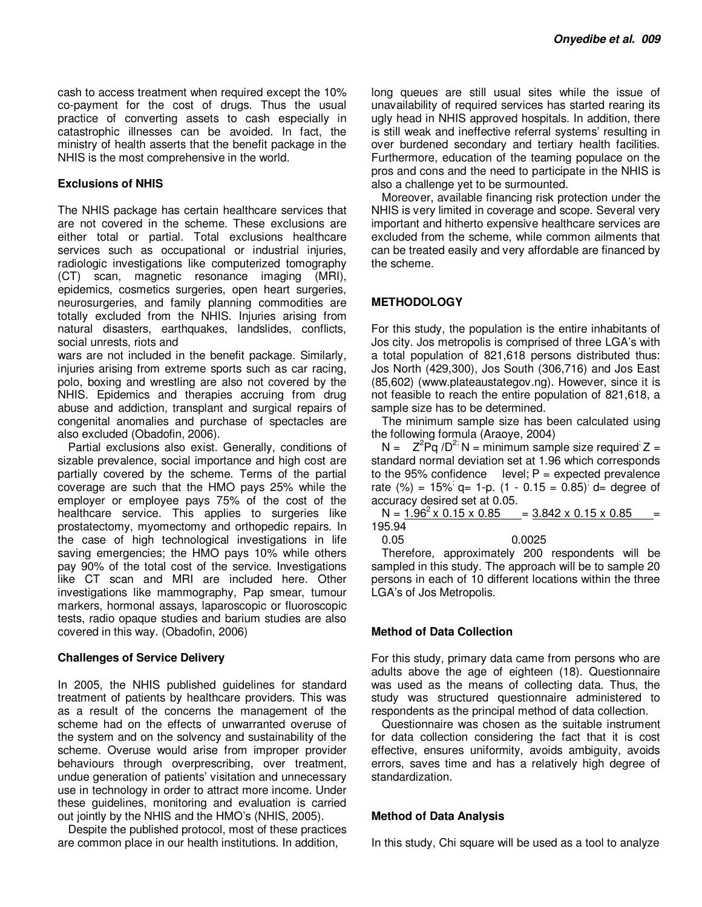cash to access treatment when required except the 10% co-payment for the cost of drugs. Thus the usual practice of converting assets to cash especially in catastrophic illnesses can be avoided. In fact, the ministry of health asserts that the benefit package in the NHIS is the most comprehensive in the world.

**Exclusions of NHIS**

The NHIS package has certain healthcare services that are not covered in the scheme. These exclusions are either total or partial. Total exclusions healthcare services such as occupational or industrial injuries, radiologic investigations like computerized tomography (CT) scan, magnetic resonance imaging (MRI), epidemics, cosmetics surgeries, open heart surgeries, neurosurgeries, and family planning commodities are totally excluded from the NHIS. Injuries arising from natural disasters, earthquakes, landslides, conflicts, social unrests, riots and wars are not included in the benefit package. Similarly, injuries arising from extreme sports such as car racing, polo, boxing and wrestling are also not covered by the NHIS. Epidemics and therapies accruing from drug abuse and addiction, transplant and surgical repairs of congenital anomalies and purchase of spectacles are also excluded (Obadofin, 2006).

Partial exclusions also exist. Generally, conditions of sizable prevalence, social importance and high cost are partially covered by the scheme. Terms of the partial coverage are such that the HMO pays 25% while the employer or employee pays 75% of the cost of the healthcare service. This applies to surgeries like prostatectomy, myomectomy and orthopedic repairs. In the case of high technological investigations in life saving emergencies; the HMO pays 10% while others pay 90% of the total cost of the service. Investigations like CT scan and MRI are included here. Other investigations like mammography, Pap smear, tumour markers, hormonal assays, laparoscopic or fluoroscopic tests, radio opaque studies and barium studies are also covered in this way. (Obadofin, 2006)

**Challenges of Service Delivery**

In 2005, the NHIS published guidelines for standard treatment of patients by healthcare providers. This was as a result of the concerns the management of the scheme had on the effects of unwarranted overuse of the system and on the solvency and sustainability of the scheme. Overuse would arise from improper provider behaviours through overprescribing, over treatment, undue generation of patients' visitation and unnecessary use in technology in order to attract more income. Under these guidelines, monitoring and evaluation is carried out jointly by the NHIS and the HMO's (NHIS, 2005).

Despite the published protocol, most of these practices are common place in our health institutions. In addition, long queues are still usual sites while the issue of unavailability of required services has started rearing its ugly head in NHIS approved hospitals. In addition, there is still weak and ineffective referral systems' resulting in over burdened secondary and tertiary health facilities. Furthermore, education of the teaming populace on the pros and cons and the need to participate in the NHIS is also a challenge yet to be surmounted.

Moreover, available financing risk protection under the NHIS is very limited in coverage and scope. Several very important and hitherto expensive healthcare services are excluded from the scheme, while common ailments that can be treated easily and very affordable are financed by the scheme.

## METHODOLOGY

For this study, the population is the entire inhabitants of Jos city. Jos metropolis is comprised of three LGA's with a total population of 821,618 persons distributed thus: Jos North (429,300), Jos South (306,716) and Jos East (85,602) (www.plateaustategov.ng). However, since it is not feasible to reach the entire population of 821,618, a sample size has to be determined.

The minimum sample size has been calculated using the following formula (Araoye, 2004)

$N = Z^2Pq/D^2$; N = minimum sample size required; Z = standard normal deviation set at 1.96 which corresponds to the 95% confidence level; P = expected prevalence rate (%) = 15%; q= 1-p. (1 - 0.15 = 0.85); d= degree of accuracy desired set at 0.05.

$$N = \frac{1.96^2 \times 0.15 \times 0.85}{0.05} = \frac{3.842 \times 0.15 \times 0.85}{0.0025} = 195.94$$

Therefore, approximately 200 respondents will be sampled in this study. The approach will be to sample 20 persons in each of 10 different locations within the three LGA's of Jos Metropolis.

**Method of Data Collection**

For this study, primary data came from persons who are adults above the age of eighteen (18). Questionnaire was used as the means of collecting data. Thus, the study was structured questionnaire administered to respondents as the principal method of data collection.

Questionnaire was chosen as the suitable instrument for data collection considering the fact that it is cost effective, ensures uniformity, avoids ambiguity, avoids errors, saves time and has a relatively high degree of standardization.

**Method of Data Analysis**

In this study, Chi square will be used as a tool to analyze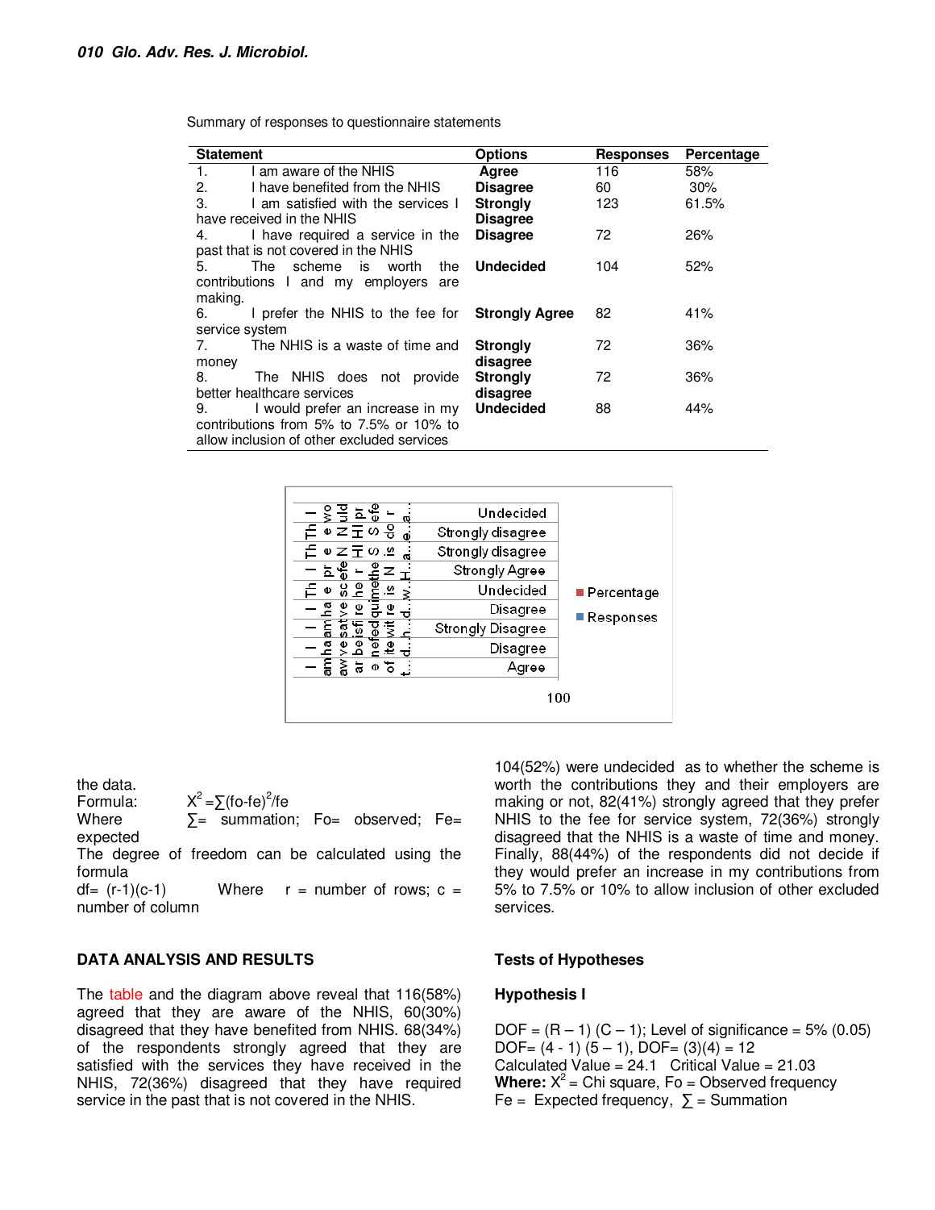Summary of responses to questionnaire statements

| Statement | Options | Responses | Percentage |
|---|---|---|---|
| 1. I am aware of the NHIS | **Agree** | 116 | 58% |
| 2. I have benefited from the NHIS | **Disagree** | 60 | 30% |
| 3. I am satisfied with the services I have received in the NHIS | **Strongly Disagree** | 123 | 61.5% |
| 4. I have required a service in the past that is not covered in the NHIS | **Disagree** | 72 | 26% |
| 5. The scheme is worth the contributions I and my employers are making. | **Undecided** | 104 | 52% |
| 6. I prefer the NHIS to the fee for service system | **Strongly Agree** | 82 | 41% |
| 7. The NHIS is a waste of time and money | **Strongly disagree** | 72 | 36% |
| 8. The NHIS does not provide better healthcare services | **Strongly disagree** | 72 | 36% |
| 9. I would prefer an increase in my contributions from 5% to 7.5% or 10% to allow inclusion of other excluded services | **Undecided** | 88 | 44% |

the data.

Formula: $X^2 = \sum(fo-fe)^2/fe$

Where $\sum$ = summation; Fo= observed; Fe= expected

The degree of freedom can be calculated using the formula

df= (r-1)(c-1) Where r = number of rows; c = number of column

## DATA ANALYSIS AND RESULTS

The table and the diagram above reveal that 116(58%) agreed that they are aware of the NHIS, 60(30%) disagreed that they have benefited from NHIS. 68(34%) of the respondents strongly agreed that they are satisfied with the services they have received in the NHIS, 72(36%) disagreed that they have required service in the past that is not covered in the NHIS. 104(52%) were undecided as to whether the scheme is worth the contributions they and their employers are making or not, 82(41%) strongly agreed that they prefer NHIS to the fee for service system, 72(36%) strongly disagreed that the NHIS is a waste of time and money. Finally, 88(44%) of the respondents did not decide if they would prefer an increase in my contributions from 5% to 7.5% or 10% to allow inclusion of other excluded services.

## Tests of Hypotheses

### Hypothesis I

DOF = (R – 1) (C – 1); Level of significance = 5% (0.05)

DOF= (4 - 1) (5 – 1), DOF= (3)(4) = 12

Calculated Value = 24.1 Critical Value = 21.03

**Where:** $X^2$ = Chi square, Fo = Observed frequency

Fe = Expected frequency, $\sum$ = Summation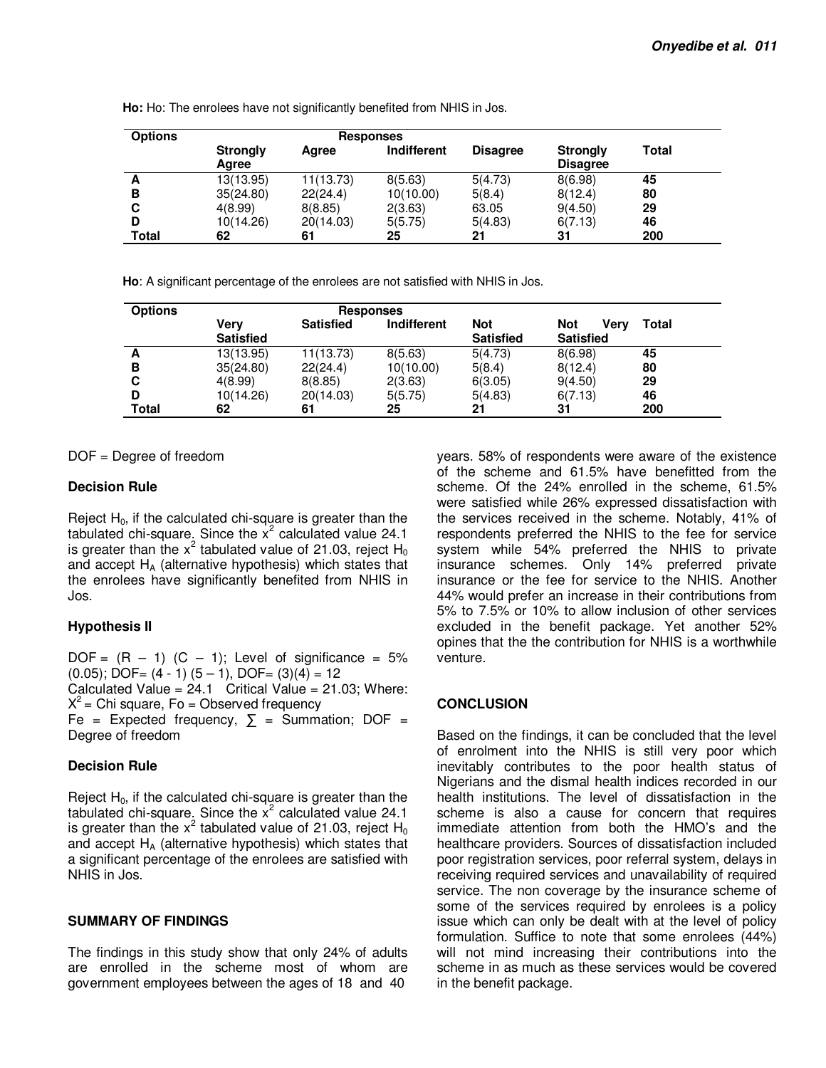**Ho:** Ho: The enrolees have not significantly benefited from NHIS in Jos.

| Options | Responses | | | | | |
|---|---|---|---|---|---|---|
| | Strongly Agree | Agree | Indifferent | Disagree | Strongly Disagree | Total |
| A | 13(13.95) | 11(13.73) | 8(5.63) | 5(4.73) | 8(6.98) | **45** |
| B | 35(24.80) | 22(24.4) | 10(10.00) | 5(8.4) | 8(12.4) | **80** |
| C | 4(8.99) | 8(8.85) | 2(3.63) | 63.05 | 9(4.50) | **29** |
| D | 10(14.26) | 20(14.03) | 5(5.75) | 5(4.83) | 6(7.13) | **46** |
| **Total** | **62** | **61** | **25** | **21** | **31** | **200** |

**Ho**: A significant percentage of the enrolees are not satisfied with NHIS in Jos.

| Options | Responses | | | | | |
|---|---|---|---|---|---|---|
| | Very Satisfied | Satisfied | Indifferent | Not Satisfied | Not Very Satisfied | Total |
| A | 13(13.95) | 11(13.73) | 8(5.63) | 5(4.73) | 8(6.98) | **45** |
| B | 35(24.80) | 22(24.4) | 10(10.00) | 5(8.4) | 8(12.4) | **80** |
| C | 4(8.99) | 8(8.85) | 2(3.63) | 6(3.05) | 9(4.50) | **29** |
| D | 10(14.26) | 20(14.03) | 5(5.75) | 5(4.83) | 6(7.13) | **46** |
| **Total** | **62** | **61** | **25** | **21** | **31** | **200** |

DOF = Degree of freedom

### Decision Rule

Reject $H_0$, if the calculated chi-square is greater than the tabulated chi-square. Since the $x^2$ calculated value 24.1 is greater than the $x^2$ tabulated value of 21.03, reject $H_0$ and accept $H_A$ (alternative hypothesis) which states that the enrolees have significantly benefited from NHIS in Jos.

### Hypothesis II

DOF = (R – 1) (C – 1); Level of significance = 5% (0.05); DOF= (4 - 1) (5 – 1), DOF= (3)(4) = 12
Calculated Value = 24.1 Critical Value = 21.03; Where: $X^2$ = Chi square, Fo = Observed frequency
Fe = Expected frequency, ∑ = Summation; DOF = Degree of freedom

### Decision Rule

Reject $H_0$, if the calculated chi-square is greater than the tabulated chi-square. Since the $x^2$ calculated value 24.1 is greater than the $x^2$ tabulated value of 21.03, reject $H_0$ and accept $H_A$ (alternative hypothesis) which states that a significant percentage of the enrolees are satisfied with NHIS in Jos.

## SUMMARY OF FINDINGS

The findings in this study show that only 24% of adults are enrolled in the scheme most of whom are government employees between the ages of 18 and 40 years. 58% of respondents were aware of the existence of the scheme and 61.5% have benefitted from the scheme. Of the 24% enrolled in the scheme, 61.5% were satisfied while 26% expressed dissatisfaction with the services received in the scheme. Notably, 41% of respondents preferred the NHIS to the fee for service system while 54% preferred the NHIS to private insurance schemes. Only 14% preferred private insurance or the fee for service to the NHIS. Another 44% would prefer an increase in their contributions from 5% to 7.5% or 10% to allow inclusion of other services excluded in the benefit package. Yet another 52% opines that the the contribution for NHIS is a worthwhile venture.

## CONCLUSION

Based on the findings, it can be concluded that the level of enrolment into the NHIS is still very poor which inevitably contributes to the poor health status of Nigerians and the dismal health indices recorded in our health institutions. The level of dissatisfaction in the scheme is also a cause for concern that requires immediate attention from both the HMO's and the healthcare providers. Sources of dissatisfaction included poor registration services, poor referral system, delays in receiving required services and unavailability of required service. The non coverage by the insurance scheme of some of the services required by enrolees is a policy issue which can only be dealt with at the level of policy formulation. Suffice to note that some enrolees (44%) will not mind increasing their contributions into the scheme in as much as these services would be covered in the benefit package.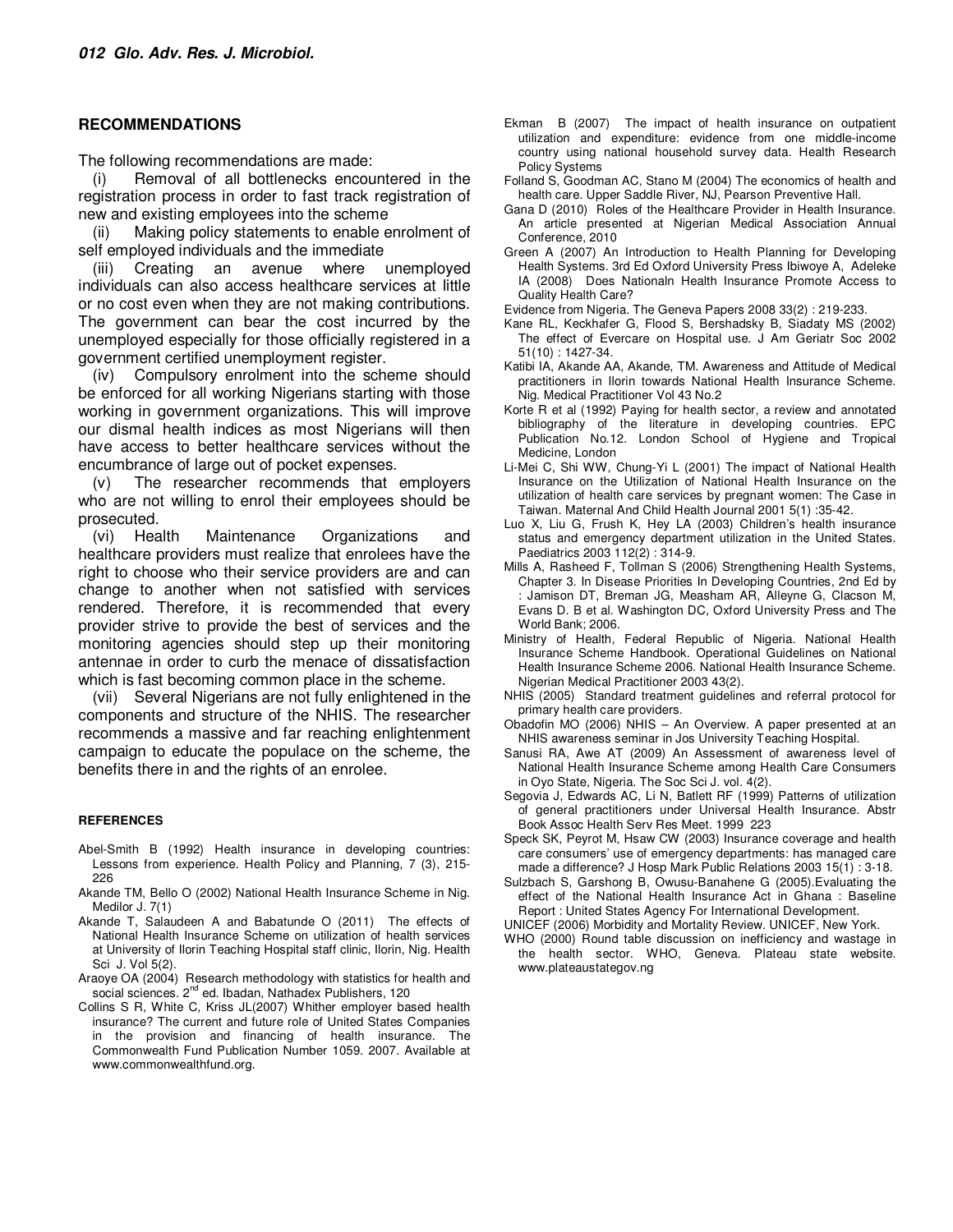## RECOMMENDATIONS

The following recommendations are made:

(i) Removal of all bottlenecks encountered in the registration process in order to fast track registration of new and existing employees into the scheme

(ii) Making policy statements to enable enrolment of self employed individuals and the immediate

(iii) Creating an avenue where unemployed individuals can also access healthcare services at little or no cost even when they are not making contributions. The government can bear the cost incurred by the unemployed especially for those officially registered in a government certified unemployment register.

(iv) Compulsory enrolment into the scheme should be enforced for all working Nigerians starting with those working in government organizations. This will improve our dismal health indices as most Nigerians will then have access to better healthcare services without the encumbrance of large out of pocket expenses.

(v) The researcher recommends that employers who are not willing to enrol their employees should be prosecuted.

(vi) Health Maintenance Organizations and healthcare providers must realize that enrolees have the right to choose who their service providers are and can change to another when not satisfied with services rendered. Therefore, it is recommended that every provider strive to provide the best of services and the monitoring agencies should step up their monitoring antennae in order to curb the menace of dissatisfaction which is fast becoming common place in the scheme.

(vii) Several Nigerians are not fully enlightened in the components and structure of the NHIS. The researcher recommends a massive and far reaching enlightenment campaign to educate the populace on the scheme, the benefits there in and the rights of an enrolee.

### REFERENCES

Abel-Smith B (1992) Health insurance in developing countries: Lessons from experience. Health Policy and Planning, 7 (3), 215-226

Akande TM, Bello O (2002) National Health Insurance Scheme in Nig. Medilor J. 7(1)

Akande T, Salaudeen A and Babatunde O (2011) The effects of National Health Insurance Scheme on utilization of health services at University of Ilorin Teaching Hospital staff clinic, Ilorin, Nig. Health Sci J. Vol 5(2).

Araoye OA (2004) Research methodology with statistics for health and social sciences. 2nd ed. Ibadan, Nathadex Publishers, 120

Collins S R, White C, Kriss JL(2007) Whither employer based health insurance? The current and future role of United States Companies in the provision and financing of health insurance. The Commonwealth Fund Publication Number 1059. 2007. Available at www.commonwealthfund.org.

Ekman B (2007) The impact of health insurance on outpatient utilization and expenditure: evidence from one middle-income country using national household survey data. Health Research Policy Systems

Folland S, Goodman AC, Stano M (2004) The economics of health and health care. Upper Saddle River, NJ, Pearson Preventive Hall.

Gana D (2010) Roles of the Healthcare Provider in Health Insurance. An article presented at Nigerian Medical Association Annual Conference, 2010

Green A (2007) An Introduction to Health Planning for Developing Health Systems. 3rd Ed Oxford University Press Ibiwoye A, Adeleke IA (2008) Does Nationaln Health Insurance Promote Access to Quality Health Care?

Evidence from Nigeria. The Geneva Papers 2008 33(2) : 219-233.

Kane RL, Keckhafer G, Flood S, Bershadsky B, Siadaty MS (2002) The effect of Evercare on Hospital use. J Am Geriatr Soc 2002 51(10) : 1427-34.

Katibi IA, Akande AA, Akande, TM. Awareness and Attitude of Medical practitioners in Ilorin towards National Health Insurance Scheme. Nig. Medical Practitioner Vol 43 No.2

Korte R et al (1992) Paying for health sector, a review and annotated bibliography of the literature in developing countries. EPC Publication No.12. London School of Hygiene and Tropical Medicine, London

Li-Mei C, Shi WW, Chung-Yi L (2001) The impact of National Health Insurance on the Utilization of National Health Insurance on the utilization of health care services by pregnant women: The Case in Taiwan. Maternal And Child Health Journal 2001 5(1) :35-42.

Luo X, Liu G, Frush K, Hey LA (2003) Children's health insurance status and emergency department utilization in the United States. Paediatrics 2003 112(2) : 314-9.

Mills A, Rasheed F, Tollman S (2006) Strengthening Health Systems, Chapter 3. In Disease Priorities In Developing Countries, 2nd Ed by : Jamison DT, Breman JG, Measham AR, Alleyne G, Clacson M, Evans D. B et al. Washington DC, Oxford University Press and The World Bank; 2006.

Ministry of Health, Federal Republic of Nigeria. National Health Insurance Scheme Handbook. Operational Guidelines on National Health Insurance Scheme 2006. National Health Insurance Scheme. Nigerian Medical Practitioner 2003 43(2).

NHIS (2005) Standard treatment guidelines and referral protocol for primary health care providers.

Obadofin MO (2006) NHIS – An Overview. A paper presented at an NHIS awareness seminar in Jos University Teaching Hospital.

Sanusi RA, Awe AT (2009) An Assessment of awareness level of National Health Insurance Scheme among Health Care Consumers in Oyo State, Nigeria. The Soc Sci J. vol. 4(2).

Segovia J, Edwards AC, Li N, Batlett RF (1999) Patterns of utilization of general practitioners under Universal Health Insurance. Abstr Book Assoc Health Serv Res Meet. 1999 223

Speck SK, Peyrot M, Hsaw CW (2003) Insurance coverage and health care consumers' use of emergency departments: has managed care made a difference? J Hosp Mark Public Relations 2003 15(1) : 3-18.

Sulzbach S, Garshong B, Owusu-Banahene G (2005).Evaluating the effect of the National Health Insurance Act in Ghana : Baseline Report : United States Agency For International Development.

UNICEF (2006) Morbidity and Mortality Review. UNICEF, New York.

WHO (2000) Round table discussion on inefficiency and wastage in the health sector. WHO, Geneva. Plateau state website. www.plateaustategov.ng